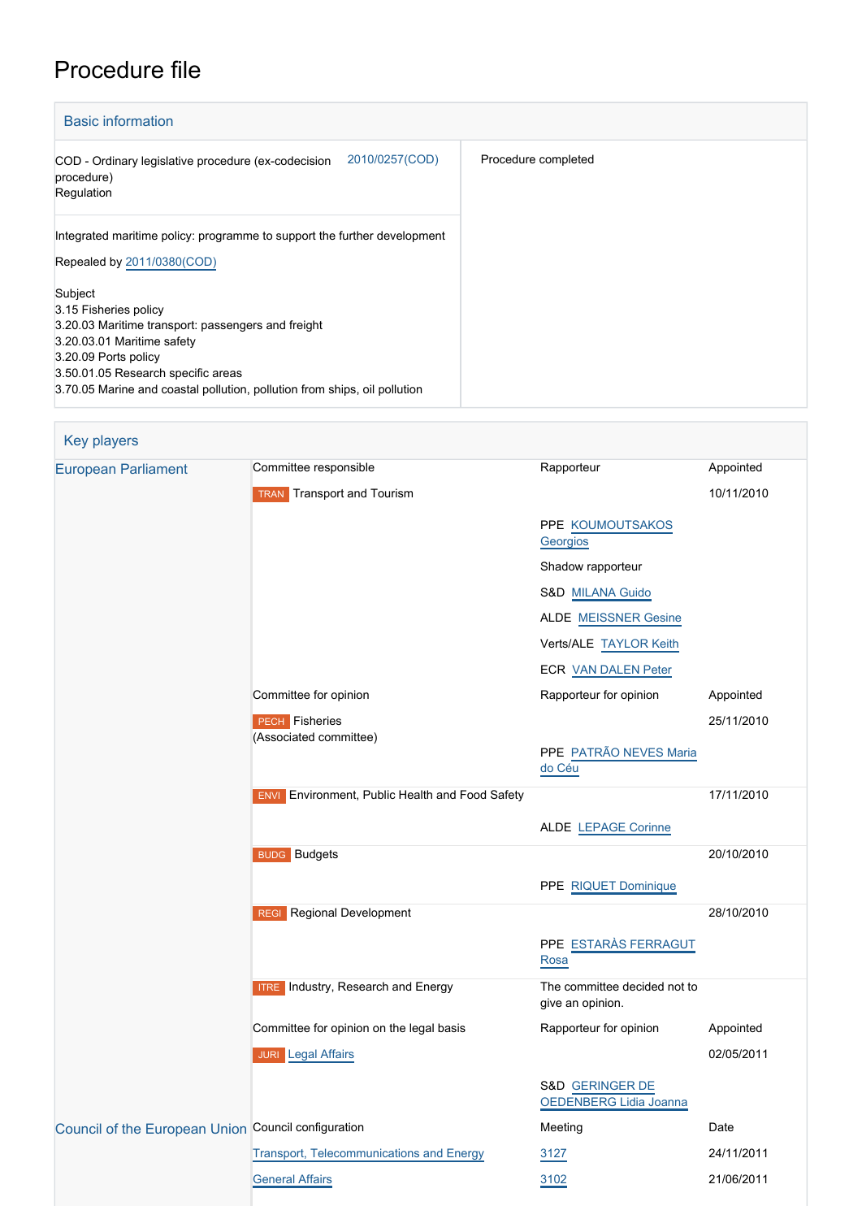# Procedure file

## Basic information

| | |
|---|---|
| COD - Ordinary legislative procedure (ex-codecision procedure)<br>Regulation — 2010/0257(COD) | Procedure completed |
| Integrated maritime policy: programme to support the further development<br><br>Repealed by 2011/0380(COD)<br><br>Subject<br>3.15 Fisheries policy<br>3.20.03 Maritime transport: passengers and freight<br>3.20.03.01 Maritime safety<br>3.20.09 Ports policy<br>3.50.01.05 Research specific areas<br>3.70.05 Marine and coastal pollution, pollution from ships, oil pollution | |

## Key players

| | | | |
|---|---|---|---|
| European Parliament | Committee responsible | Rapporteur | Appointed |
| | TRAN Transport and Tourism | | 10/11/2010 |
| | | PPE KOUMOUTSAKOS Georgios | |
| | | Shadow rapporteur | |
| | | S&D MILANA Guido | |
| | | ALDE MEISSNER Gesine | |
| | | Verts/ALE TAYLOR Keith | |
| | | ECR VAN DALEN Peter | |
| | Committee for opinion | Rapporteur for opinion | Appointed |
| | PECH Fisheries (Associated committee) | | 25/11/2010 |
| | | PPE PATRÃO NEVES Maria do Céu | |
| | ENVI Environment, Public Health and Food Safety | | 17/11/2010 |
| | | ALDE LEPAGE Corinne | |
| | BUDG Budgets | | 20/10/2010 |
| | | PPE RIQUET Dominique | |
| | REGI Regional Development | | 28/10/2010 |
| | | PPE ESTARÀS FERRAGUT Rosa | |
| | ITRE Industry, Research and Energy | The committee decided not to give an opinion. | |
| | Committee for opinion on the legal basis | Rapporteur for opinion | Appointed |
| | JURI Legal Affairs | | 02/05/2011 |
| | | S&D GERINGER DE OEDENBERG Lidia Joanna | |
| Council of the European Union | Council configuration | Meeting | Date |
| | Transport, Telecommunications and Energy | 3127 | 24/11/2011 |
| | General Affairs | 3102 | 21/06/2011 |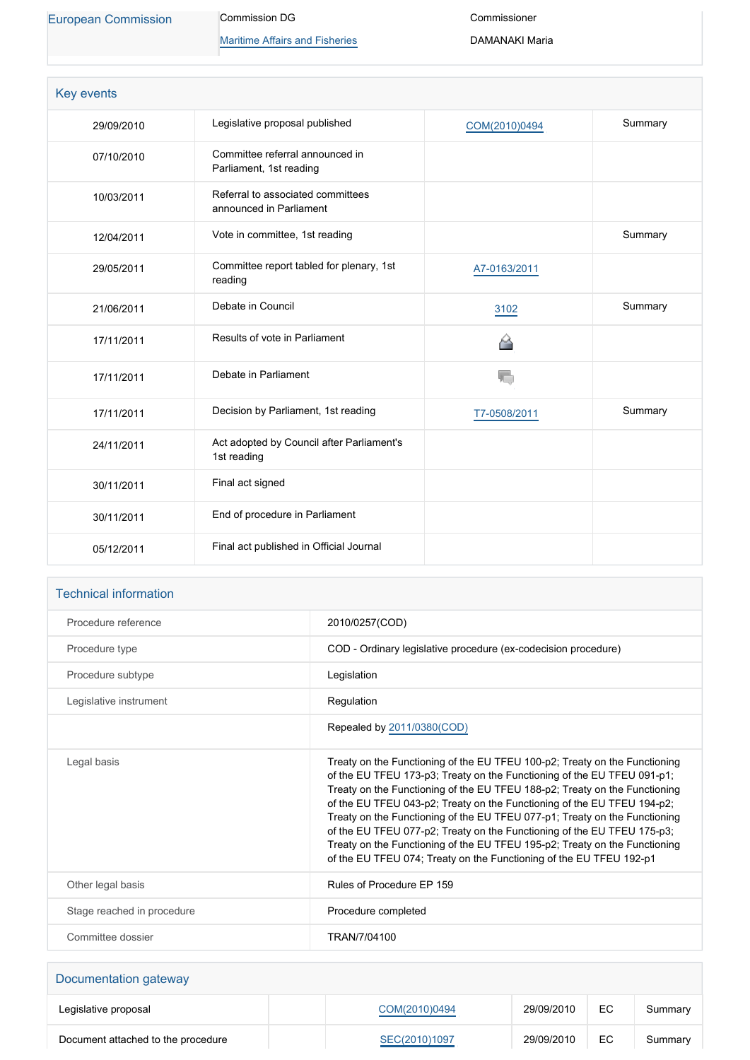| European Commission | Commission DG | Commissioner |
|---|---|---|
| | Maritime Affairs and Fisheries | DAMANAKI Maria |

## Key events

| | | | |
|---|---|---|---|
| 29/09/2010 | Legislative proposal published | COM(2010)0494 | Summary |
| 07/10/2010 | Committee referral announced in Parliament, 1st reading | | |
| 10/03/2011 | Referral to associated committees announced in Parliament | | |
| 12/04/2011 | Vote in committee, 1st reading | | Summary |
| 29/05/2011 | Committee report tabled for plenary, 1st reading | A7-0163/2011 | |
| 21/06/2011 | Debate in Council | 3102 | Summary |
| 17/11/2011 | Results of vote in Parliament | | |
| 17/11/2011 | Debate in Parliament | | |
| 17/11/2011 | Decision by Parliament, 1st reading | T7-0508/2011 | Summary |
| 24/11/2011 | Act adopted by Council after Parliament's 1st reading | | |
| 30/11/2011 | Final act signed | | |
| 30/11/2011 | End of procedure in Parliament | | |
| 05/12/2011 | Final act published in Official Journal | | |

## Technical information

| | |
|---|---|
| Procedure reference | 2010/0257(COD) |
| Procedure type | COD - Ordinary legislative procedure (ex-codecision procedure) |
| Procedure subtype | Legislation |
| Legislative instrument | Regulation |
| | Repealed by 2011/0380(COD) |
| Legal basis | Treaty on the Functioning of the EU TFEU 100-p2; Treaty on the Functioning of the EU TFEU 173-p3; Treaty on the Functioning of the EU TFEU 091-p1; Treaty on the Functioning of the EU TFEU 188-p2; Treaty on the Functioning of the EU TFEU 043-p2; Treaty on the Functioning of the EU TFEU 194-p2; Treaty on the Functioning of the EU TFEU 077-p1; Treaty on the Functioning of the EU TFEU 077-p2; Treaty on the Functioning of the EU TFEU 175-p3; Treaty on the Functioning of the EU TFEU 195-p2; Treaty on the Functioning of the EU TFEU 074; Treaty on the Functioning of the EU TFEU 192-p1 |
| Other legal basis | Rules of Procedure EP 159 |
| Stage reached in procedure | Procedure completed |
| Committee dossier | TRAN/7/04100 |

## Documentation gateway

| | | | | | |
|---|---|---|---|---|---|
| Legislative proposal | | COM(2010)0494 | 29/09/2010 | EC | Summary |
| Document attached to the procedure | | SEC(2010)1097 | 29/09/2010 | EC | Summary |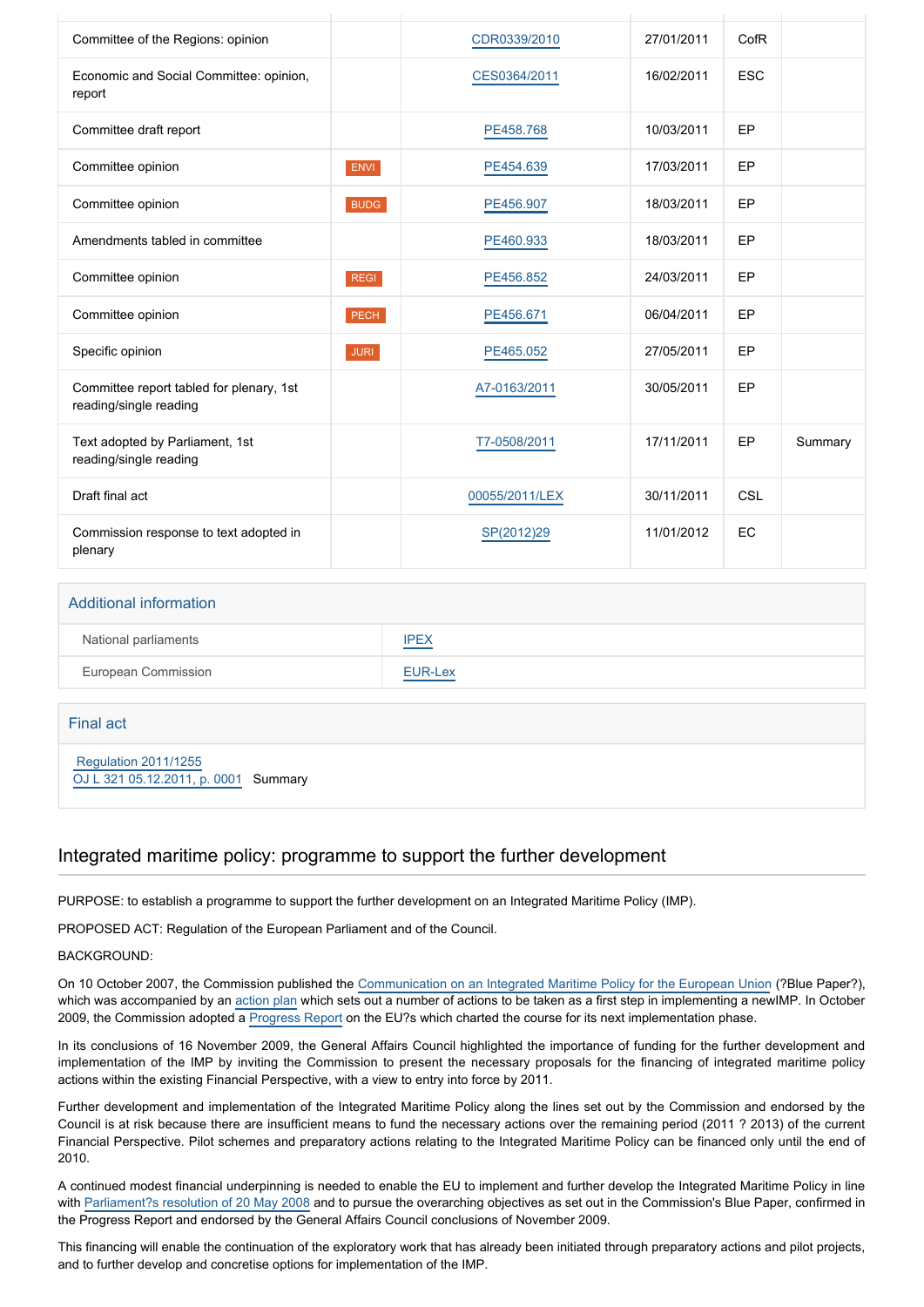| | | | | | |
|---|---|---|---|---|---|
| Committee of the Regions: opinion | | CDR0339/2010 | 27/01/2011 | CofR | |
| Economic and Social Committee: opinion, report | | CES0364/2011 | 16/02/2011 | ESC | |
| Committee draft report | | PE458.768 | 10/03/2011 | EP | |
| Committee opinion | ENVI | PE454.639 | 17/03/2011 | EP | |
| Committee opinion | BUDG | PE456.907 | 18/03/2011 | EP | |
| Amendments tabled in committee | | PE460.933 | 18/03/2011 | EP | |
| Committee opinion | REGI | PE456.852 | 24/03/2011 | EP | |
| Committee opinion | PECH | PE456.671 | 06/04/2011 | EP | |
| Specific opinion | JURI | PE465.052 | 27/05/2011 | EP | |
| Committee report tabled for plenary, 1st reading/single reading | | A7-0163/2011 | 30/05/2011 | EP | |
| Text adopted by Parliament, 1st reading/single reading | | T7-0508/2011 | 17/11/2011 | EP | Summary |
| Draft final act | | 00055/2011/LEX | 30/11/2011 | CSL | |
| Commission response to text adopted in plenary | | SP(2012)29 | 11/01/2012 | EC | |

## Additional information

| | |
|---|---|
| National parliaments | IPEX |
| European Commission | EUR-Lex |

## Final act

Regulation 2011/1255
OJ L 321 05.12.2011, p. 0001 Summary

## Integrated maritime policy: programme to support the further development

PURPOSE: to establish a programme to support the further development on an Integrated Maritime Policy (IMP).

PROPOSED ACT: Regulation of the European Parliament and of the Council.

BACKGROUND:

On 10 October 2007, the Commission published the Communication on an Integrated Maritime Policy for the European Union (?Blue Paper?), which was accompanied by an action plan which sets out a number of actions to be taken as a first step in implementing a newIMP. In October 2009, the Commission adopted a Progress Report on the EU?s which charted the course for its next implementation phase.

In its conclusions of 16 November 2009, the General Affairs Council highlighted the importance of funding for the further development and implementation of the IMP by inviting the Commission to present the necessary proposals for the financing of integrated maritime policy actions within the existing Financial Perspective, with a view to entry into force by 2011.

Further development and implementation of the Integrated Maritime Policy along the lines set out by the Commission and endorsed by the Council is at risk because there are insufficient means to fund the necessary actions over the remaining period (2011 ? 2013) of the current Financial Perspective. Pilot schemes and preparatory actions relating to the Integrated Maritime Policy can be financed only until the end of 2010.

A continued modest financial underpinning is needed to enable the EU to implement and further develop the Integrated Maritime Policy in line with Parliament?s resolution of 20 May 2008 and to pursue the overarching objectives as set out in the Commission's Blue Paper, confirmed in the Progress Report and endorsed by the General Affairs Council conclusions of November 2009.

This financing will enable the continuation of the exploratory work that has already been initiated through preparatory actions and pilot projects, and to further develop and concretise options for implementation of the IMP.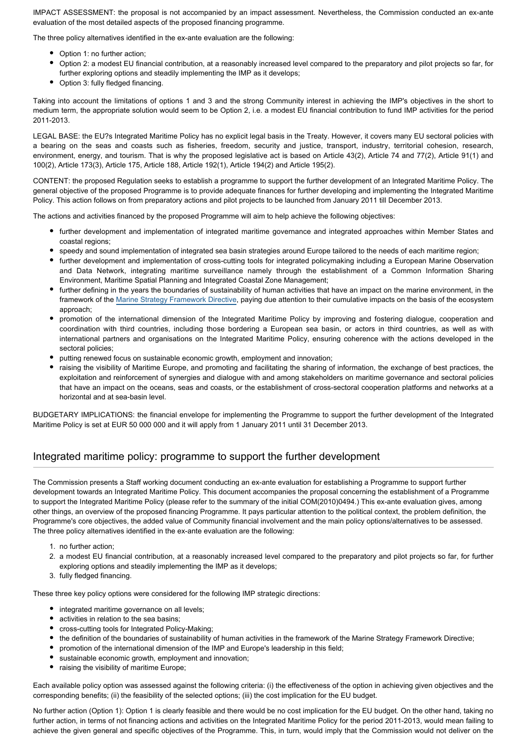IMPACT ASSESSMENT: the proposal is not accompanied by an impact assessment. Nevertheless, the Commission conducted an ex-ante evaluation of the most detailed aspects of the proposed financing programme.

The three policy alternatives identified in the ex-ante evaluation are the following:

- Option 1: no further action;
- Option 2: a modest EU financial contribution, at a reasonably increased level compared to the preparatory and pilot projects so far, for further exploring options and steadily implementing the IMP as it develops;
- Option 3: fully fledged financing.

Taking into account the limitations of options 1 and 3 and the strong Community interest in achieving the IMP's objectives in the short to medium term, the appropriate solution would seem to be Option 2, i.e. a modest EU financial contribution to fund IMP activities for the period 2011-2013.

LEGAL BASE: the EU?s Integrated Maritime Policy has no explicit legal basis in the Treaty. However, it covers many EU sectoral policies with a bearing on the seas and coasts such as fisheries, freedom, security and justice, transport, industry, territorial cohesion, research, environment, energy, and tourism. That is why the proposed legislative act is based on Article 43(2), Article 74 and 77(2), Article 91(1) and 100(2), Article 173(3), Article 175, Article 188, Article 192(1), Article 194(2) and Article 195(2).

CONTENT: the proposed Regulation seeks to establish a programme to support the further development of an Integrated Maritime Policy. The general objective of the proposed Programme is to provide adequate finances for further developing and implementing the Integrated Maritime Policy. This action follows on from preparatory actions and pilot projects to be launched from January 2011 till December 2013.

The actions and activities financed by the proposed Programme will aim to help achieve the following objectives:

- further development and implementation of integrated maritime governance and integrated approaches within Member States and coastal regions;
- speedy and sound implementation of integrated sea basin strategies around Europe tailored to the needs of each maritime region;
- further development and implementation of cross-cutting tools for integrated policymaking including a European Marine Observation and Data Network, integrating maritime surveillance namely through the establishment of a Common Information Sharing Environment, Maritime Spatial Planning and Integrated Coastal Zone Management;
- further defining in the years the boundaries of sustainability of human activities that have an impact on the marine environment, in the framework of the Marine Strategy Framework Directive, paying due attention to their cumulative impacts on the basis of the ecosystem approach;
- promotion of the international dimension of the Integrated Maritime Policy by improving and fostering dialogue, cooperation and coordination with third countries, including those bordering a European sea basin, or actors in third countries, as well as with international partners and organisations on the Integrated Maritime Policy, ensuring coherence with the actions developed in the sectoral policies;
- putting renewed focus on sustainable economic growth, employment and innovation;
- raising the visibility of Maritime Europe, and promoting and facilitating the sharing of information, the exchange of best practices, the exploitation and reinforcement of synergies and dialogue with and among stakeholders on maritime governance and sectoral policies that have an impact on the oceans, seas and coasts, or the establishment of cross-sectoral cooperation platforms and networks at a horizontal and at sea-basin level.

BUDGETARY IMPLICATIONS: the financial envelope for implementing the Programme to support the further development of the Integrated Maritime Policy is set at EUR 50 000 000 and it will apply from 1 January 2011 until 31 December 2013.

## Integrated maritime policy: programme to support the further development

The Commission presents a Staff working document conducting an ex-ante evaluation for establishing a Programme to support further development towards an Integrated Maritime Policy. This document accompanies the proposal concerning the establishment of a Programme to support the Integrated Maritime Policy (please refer to the summary of the initial COM(2010)0494.) This ex-ante evaluation gives, among other things, an overview of the proposed financing Programme. It pays particular attention to the political context, the problem definition, the Programme's core objectives, the added value of Community financial involvement and the main policy options/alternatives to be assessed. The three policy alternatives identified in the ex-ante evaluation are the following:

1. no further action;
2. a modest EU financial contribution, at a reasonably increased level compared to the preparatory and pilot projects so far, for further exploring options and steadily implementing the IMP as it develops;
3. fully fledged financing.

These three key policy options were considered for the following IMP strategic directions:

- integrated maritime governance on all levels;
- activities in relation to the sea basins;
- cross-cutting tools for Integrated Policy-Making;
- the definition of the boundaries of sustainability of human activities in the framework of the Marine Strategy Framework Directive;
- promotion of the international dimension of the IMP and Europe's leadership in this field;
- sustainable economic growth, employment and innovation;
- raising the visibility of maritime Europe;

Each available policy option was assessed against the following criteria: (i) the effectiveness of the option in achieving given objectives and the corresponding benefits; (ii) the feasibility of the selected options; (iii) the cost implication for the EU budget.

No further action (Option 1): Option 1 is clearly feasible and there would be no cost implication for the EU budget. On the other hand, taking no further action, in terms of not financing actions and activities on the Integrated Maritime Policy for the period 2011-2013, would mean failing to achieve the given general and specific objectives of the Programme. This, in turn, would imply that the Commission would not deliver on the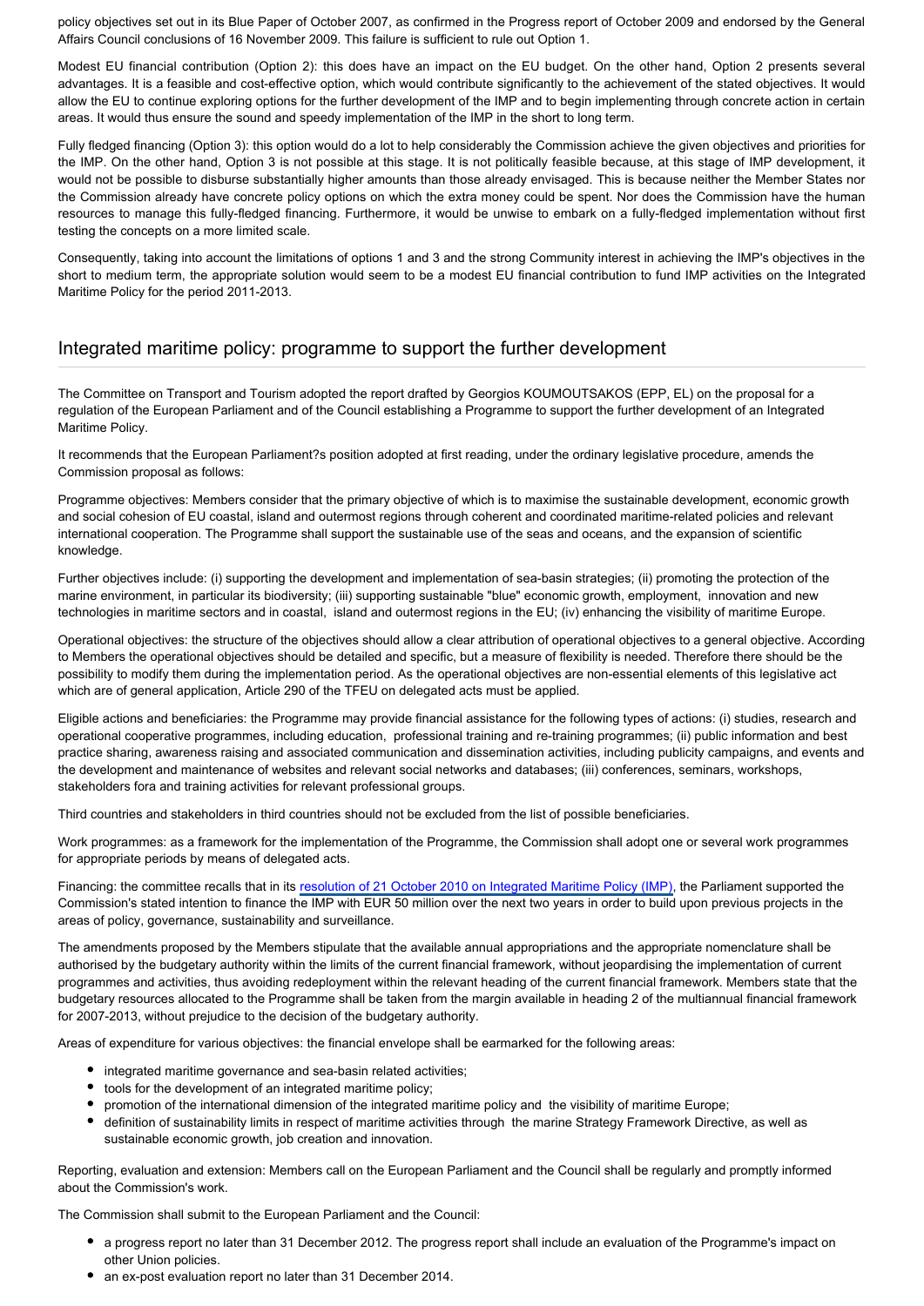policy objectives set out in its Blue Paper of October 2007, as confirmed in the Progress report of October 2009 and endorsed by the General Affairs Council conclusions of 16 November 2009. This failure is sufficient to rule out Option 1.

Modest EU financial contribution (Option 2): this does have an impact on the EU budget. On the other hand, Option 2 presents several advantages. It is a feasible and cost-effective option, which would contribute significantly to the achievement of the stated objectives. It would allow the EU to continue exploring options for the further development of the IMP and to begin implementing through concrete action in certain areas. It would thus ensure the sound and speedy implementation of the IMP in the short to long term.

Fully fledged financing (Option 3): this option would do a lot to help considerably the Commission achieve the given objectives and priorities for the IMP. On the other hand, Option 3 is not possible at this stage. It is not politically feasible because, at this stage of IMP development, it would not be possible to disburse substantially higher amounts than those already envisaged. This is because neither the Member States nor the Commission already have concrete policy options on which the extra money could be spent. Nor does the Commission have the human resources to manage this fully-fledged financing. Furthermore, it would be unwise to embark on a fully-fledged implementation without first testing the concepts on a more limited scale.

Consequently, taking into account the limitations of options 1 and 3 and the strong Community interest in achieving the IMP's objectives in the short to medium term, the appropriate solution would seem to be a modest EU financial contribution to fund IMP activities on the Integrated Maritime Policy for the period 2011-2013.

## Integrated maritime policy: programme to support the further development

The Committee on Transport and Tourism adopted the report drafted by Georgios KOUMOUTSAKOS (EPP, EL) on the proposal for a regulation of the European Parliament and of the Council establishing a Programme to support the further development of an Integrated Maritime Policy.

It recommends that the European Parliament?s position adopted at first reading, under the ordinary legislative procedure, amends the Commission proposal as follows:

Programme objectives: Members consider that the primary objective of which is to maximise the sustainable development, economic growth and social cohesion of EU coastal, island and outermost regions through coherent and coordinated maritime-related policies and relevant international cooperation. The Programme shall support the sustainable use of the seas and oceans, and the expansion of scientific knowledge.

Further objectives include: (i) supporting the development and implementation of sea-basin strategies; (ii) promoting the protection of the marine environment, in particular its biodiversity; (iii) supporting sustainable "blue" economic growth, employment, innovation and new technologies in maritime sectors and in coastal, island and outermost regions in the EU; (iv) enhancing the visibility of maritime Europe.

Operational objectives: the structure of the objectives should allow a clear attribution of operational objectives to a general objective. According to Members the operational objectives should be detailed and specific, but a measure of flexibility is needed. Therefore there should be the possibility to modify them during the implementation period. As the operational objectives are non-essential elements of this legislative act which are of general application, Article 290 of the TFEU on delegated acts must be applied.

Eligible actions and beneficiaries: the Programme may provide financial assistance for the following types of actions: (i) studies, research and operational cooperative programmes, including education, professional training and re-training programmes; (ii) public information and best practice sharing, awareness raising and associated communication and dissemination activities, including publicity campaigns, and events and the development and maintenance of websites and relevant social networks and databases; (iii) conferences, seminars, workshops, stakeholders fora and training activities for relevant professional groups.

Third countries and stakeholders in third countries should not be excluded from the list of possible beneficiaries.

Work programmes: as a framework for the implementation of the Programme, the Commission shall adopt one or several work programmes for appropriate periods by means of delegated acts.

Financing: the committee recalls that in its resolution of 21 October 2010 on Integrated Maritime Policy (IMP), the Parliament supported the Commission's stated intention to finance the IMP with EUR 50 million over the next two years in order to build upon previous projects in the areas of policy, governance, sustainability and surveillance.

The amendments proposed by the Members stipulate that the available annual appropriations and the appropriate nomenclature shall be authorised by the budgetary authority within the limits of the current financial framework, without jeopardising the implementation of current programmes and activities, thus avoiding redeployment within the relevant heading of the current financial framework. Members state that the budgetary resources allocated to the Programme shall be taken from the margin available in heading 2 of the multiannual financial framework for 2007-2013, without prejudice to the decision of the budgetary authority.

Areas of expenditure for various objectives: the financial envelope shall be earmarked for the following areas:

- integrated maritime governance and sea-basin related activities;
- tools for the development of an integrated maritime policy;
- promotion of the international dimension of the integrated maritime policy and the visibility of maritime Europe;
- definition of sustainability limits in respect of maritime activities through the marine Strategy Framework Directive, as well as sustainable economic growth, job creation and innovation.

Reporting, evaluation and extension: Members call on the European Parliament and the Council shall be regularly and promptly informed about the Commission's work.

The Commission shall submit to the European Parliament and the Council:

- a progress report no later than 31 December 2012. The progress report shall include an evaluation of the Programme's impact on other Union policies.
- an ex-post evaluation report no later than 31 December 2014.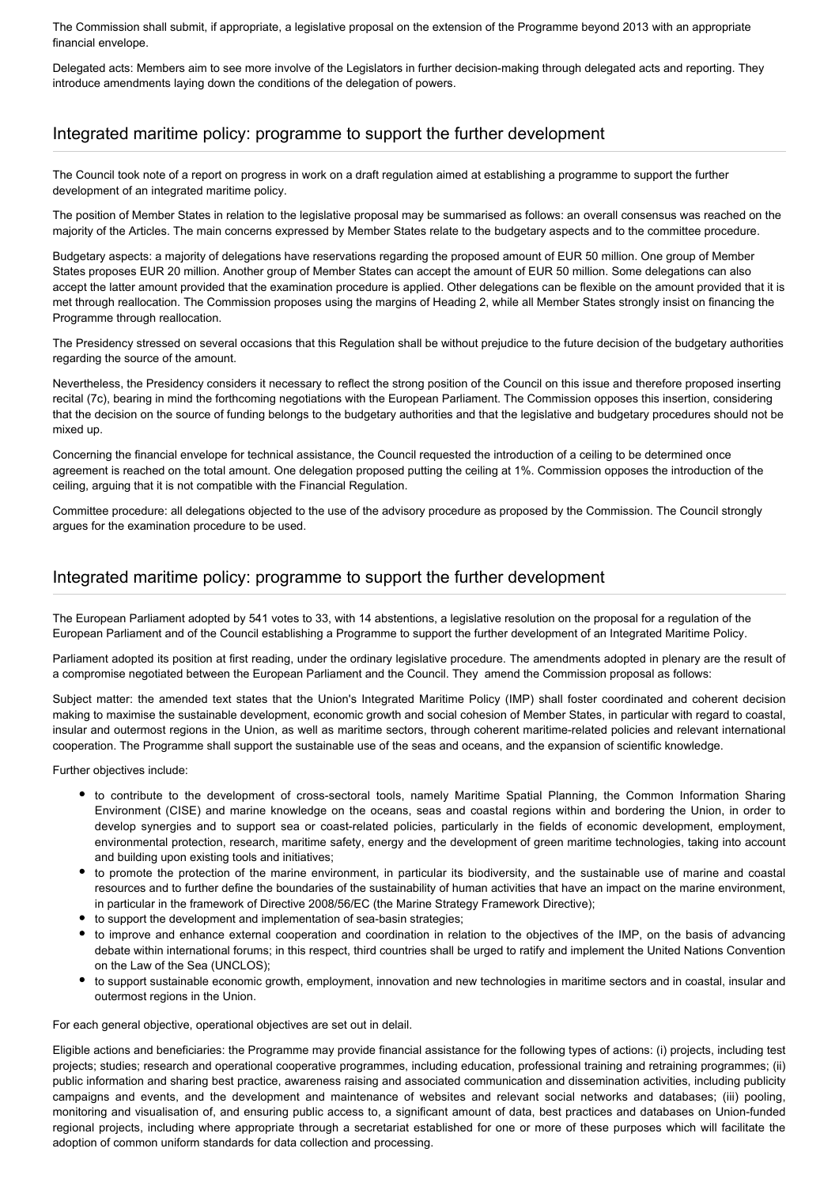The Commission shall submit, if appropriate, a legislative proposal on the extension of the Programme beyond 2013 with an appropriate financial envelope.

Delegated acts: Members aim to see more involve of the Legislators in further decision-making through delegated acts and reporting. They introduce amendments laying down the conditions of the delegation of powers.

## Integrated maritime policy: programme to support the further development

The Council took note of a report on progress in work on a draft regulation aimed at establishing a programme to support the further development of an integrated maritime policy.

The position of Member States in relation to the legislative proposal may be summarised as follows: an overall consensus was reached on the majority of the Articles. The main concerns expressed by Member States relate to the budgetary aspects and to the committee procedure.

Budgetary aspects: a majority of delegations have reservations regarding the proposed amount of EUR 50 million. One group of Member States proposes EUR 20 million. Another group of Member States can accept the amount of EUR 50 million. Some delegations can also accept the latter amount provided that the examination procedure is applied. Other delegations can be flexible on the amount provided that it is met through reallocation. The Commission proposes using the margins of Heading 2, while all Member States strongly insist on financing the Programme through reallocation.

The Presidency stressed on several occasions that this Regulation shall be without prejudice to the future decision of the budgetary authorities regarding the source of the amount.

Nevertheless, the Presidency considers it necessary to reflect the strong position of the Council on this issue and therefore proposed inserting recital (7c), bearing in mind the forthcoming negotiations with the European Parliament. The Commission opposes this insertion, considering that the decision on the source of funding belongs to the budgetary authorities and that the legislative and budgetary procedures should not be mixed up.

Concerning the financial envelope for technical assistance, the Council requested the introduction of a ceiling to be determined once agreement is reached on the total amount. One delegation proposed putting the ceiling at 1%. Commission opposes the introduction of the ceiling, arguing that it is not compatible with the Financial Regulation.

Committee procedure: all delegations objected to the use of the advisory procedure as proposed by the Commission. The Council strongly argues for the examination procedure to be used.

## Integrated maritime policy: programme to support the further development

The European Parliament adopted by 541 votes to 33, with 14 abstentions, a legislative resolution on the proposal for a regulation of the European Parliament and of the Council establishing a Programme to support the further development of an Integrated Maritime Policy.

Parliament adopted its position at first reading, under the ordinary legislative procedure. The amendments adopted in plenary are the result of a compromise negotiated between the European Parliament and the Council. They amend the Commission proposal as follows:

Subject matter: the amended text states that the Union's Integrated Maritime Policy (IMP) shall foster coordinated and coherent decision making to maximise the sustainable development, economic growth and social cohesion of Member States, in particular with regard to coastal, insular and outermost regions in the Union, as well as maritime sectors, through coherent maritime-related policies and relevant international cooperation. The Programme shall support the sustainable use of the seas and oceans, and the expansion of scientific knowledge.

Further objectives include:

- to contribute to the development of cross-sectoral tools, namely Maritime Spatial Planning, the Common Information Sharing Environment (CISE) and marine knowledge on the oceans, seas and coastal regions within and bordering the Union, in order to develop synergies and to support sea or coast-related policies, particularly in the fields of economic development, employment, environmental protection, research, maritime safety, energy and the development of green maritime technologies, taking into account and building upon existing tools and initiatives;
- to promote the protection of the marine environment, in particular its biodiversity, and the sustainable use of marine and coastal resources and to further define the boundaries of the sustainability of human activities that have an impact on the marine environment, in particular in the framework of Directive 2008/56/EC (the Marine Strategy Framework Directive);
- to support the development and implementation of sea-basin strategies;
- to improve and enhance external cooperation and coordination in relation to the objectives of the IMP, on the basis of advancing debate within international forums; in this respect, third countries shall be urged to ratify and implement the United Nations Convention on the Law of the Sea (UNCLOS);
- to support sustainable economic growth, employment, innovation and new technologies in maritime sectors and in coastal, insular and outermost regions in the Union.

For each general objective, operational objectives are set out in delail.

Eligible actions and beneficiaries: the Programme may provide financial assistance for the following types of actions: (i) projects, including test projects; studies; research and operational cooperative programmes, including education, professional training and retraining programmes; (ii) public information and sharing best practice, awareness raising and associated communication and dissemination activities, including publicity campaigns and events, and the development and maintenance of websites and relevant social networks and databases; (iii) pooling, monitoring and visualisation of, and ensuring public access to, a significant amount of data, best practices and databases on Union-funded regional projects, including where appropriate through a secretariat established for one or more of these purposes which will facilitate the adoption of common uniform standards for data collection and processing.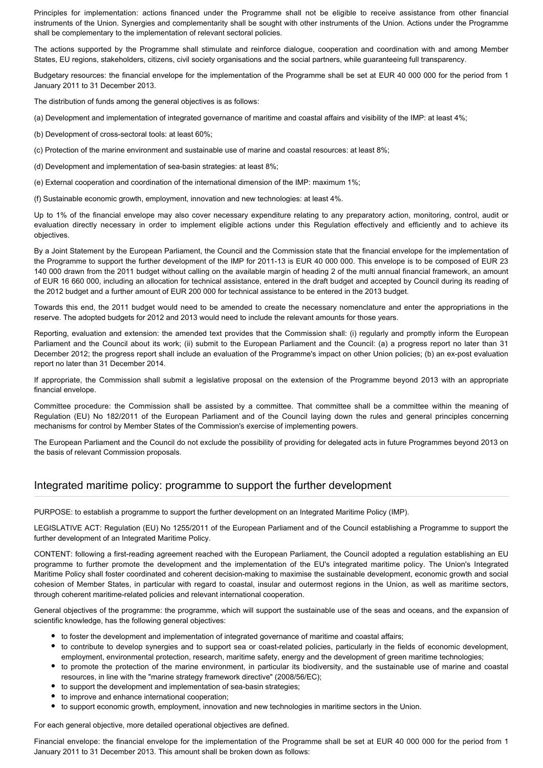Principles for implementation: actions financed under the Programme shall not be eligible to receive assistance from other financial instruments of the Union. Synergies and complementarity shall be sought with other instruments of the Union. Actions under the Programme shall be complementary to the implementation of relevant sectoral policies.

The actions supported by the Programme shall stimulate and reinforce dialogue, cooperation and coordination with and among Member States, EU regions, stakeholders, citizens, civil society organisations and the social partners, while guaranteeing full transparency.

Budgetary resources: the financial envelope for the implementation of the Programme shall be set at EUR 40 000 000 for the period from 1 January 2011 to 31 December 2013.

The distribution of funds among the general objectives is as follows:

(a) Development and implementation of integrated governance of maritime and coastal affairs and visibility of the IMP: at least 4%;

(b) Development of cross-sectoral tools: at least 60%;

(c) Protection of the marine environment and sustainable use of marine and coastal resources: at least 8%;

(d) Development and implementation of sea-basin strategies: at least 8%;

(e) External cooperation and coordination of the international dimension of the IMP: maximum 1%;

(f) Sustainable economic growth, employment, innovation and new technologies: at least 4%.

Up to 1% of the financial envelope may also cover necessary expenditure relating to any preparatory action, monitoring, control, audit or evaluation directly necessary in order to implement eligible actions under this Regulation effectively and efficiently and to achieve its objectives.

By a Joint Statement by the European Parliament, the Council and the Commission state that the financial envelope for the implementation of the Programme to support the further development of the IMP for 2011-13 is EUR 40 000 000. This envelope is to be composed of EUR 23 140 000 drawn from the 2011 budget without calling on the available margin of heading 2 of the multi annual financial framework, an amount of EUR 16 660 000, including an allocation for technical assistance, entered in the draft budget and accepted by Council during its reading of the 2012 budget and a further amount of EUR 200 000 for technical assistance to be entered in the 2013 budget.

Towards this end, the 2011 budget would need to be amended to create the necessary nomenclature and enter the appropriations in the reserve. The adopted budgets for 2012 and 2013 would need to include the relevant amounts for those years.

Reporting, evaluation and extension: the amended text provides that the Commission shall: (i) regularly and promptly inform the European Parliament and the Council about its work; (ii) submit to the European Parliament and the Council: (a) a progress report no later than 31 December 2012; the progress report shall include an evaluation of the Programme's impact on other Union policies; (b) an ex-post evaluation report no later than 31 December 2014.

If appropriate, the Commission shall submit a legislative proposal on the extension of the Programme beyond 2013 with an appropriate financial envelope.

Committee procedure: the Commission shall be assisted by a committee. That committee shall be a committee within the meaning of Regulation (EU) No 182/2011 of the European Parliament and of the Council laying down the rules and general principles concerning mechanisms for control by Member States of the Commission's exercise of implementing powers.

The European Parliament and the Council do not exclude the possibility of providing for delegated acts in future Programmes beyond 2013 on the basis of relevant Commission proposals.

## Integrated maritime policy: programme to support the further development

PURPOSE: to establish a programme to support the further development on an Integrated Maritime Policy (IMP).

LEGISLATIVE ACT: Regulation (EU) No 1255/2011 of the European Parliament and of the Council establishing a Programme to support the further development of an Integrated Maritime Policy.

CONTENT: following a first-reading agreement reached with the European Parliament, the Council adopted a regulation establishing an EU programme to further promote the development and the implementation of the EU's integrated maritime policy. The Union's Integrated Maritime Policy shall foster coordinated and coherent decision-making to maximise the sustainable development, economic growth and social cohesion of Member States, in particular with regard to coastal, insular and outermost regions in the Union, as well as maritime sectors, through coherent maritime-related policies and relevant international cooperation.

General objectives of the programme: the programme, which will support the sustainable use of the seas and oceans, and the expansion of scientific knowledge, has the following general objectives:

- to foster the development and implementation of integrated governance of maritime and coastal affairs;
- to contribute to develop synergies and to support sea or coast-related policies, particularly in the fields of economic development, employment, environmental protection, research, maritime safety, energy and the development of green maritime technologies;
- to promote the protection of the marine environment, in particular its biodiversity, and the sustainable use of marine and coastal resources, in line with the "marine strategy framework directive" (2008/56/EC);
- to support the development and implementation of sea-basin strategies;
- to improve and enhance international cooperation;
- to support economic growth, employment, innovation and new technologies in maritime sectors in the Union.

For each general objective, more detailed operational objectives are defined.

Financial envelope: the financial envelope for the implementation of the Programme shall be set at EUR 40 000 000 for the period from 1 January 2011 to 31 December 2013. This amount shall be broken down as follows: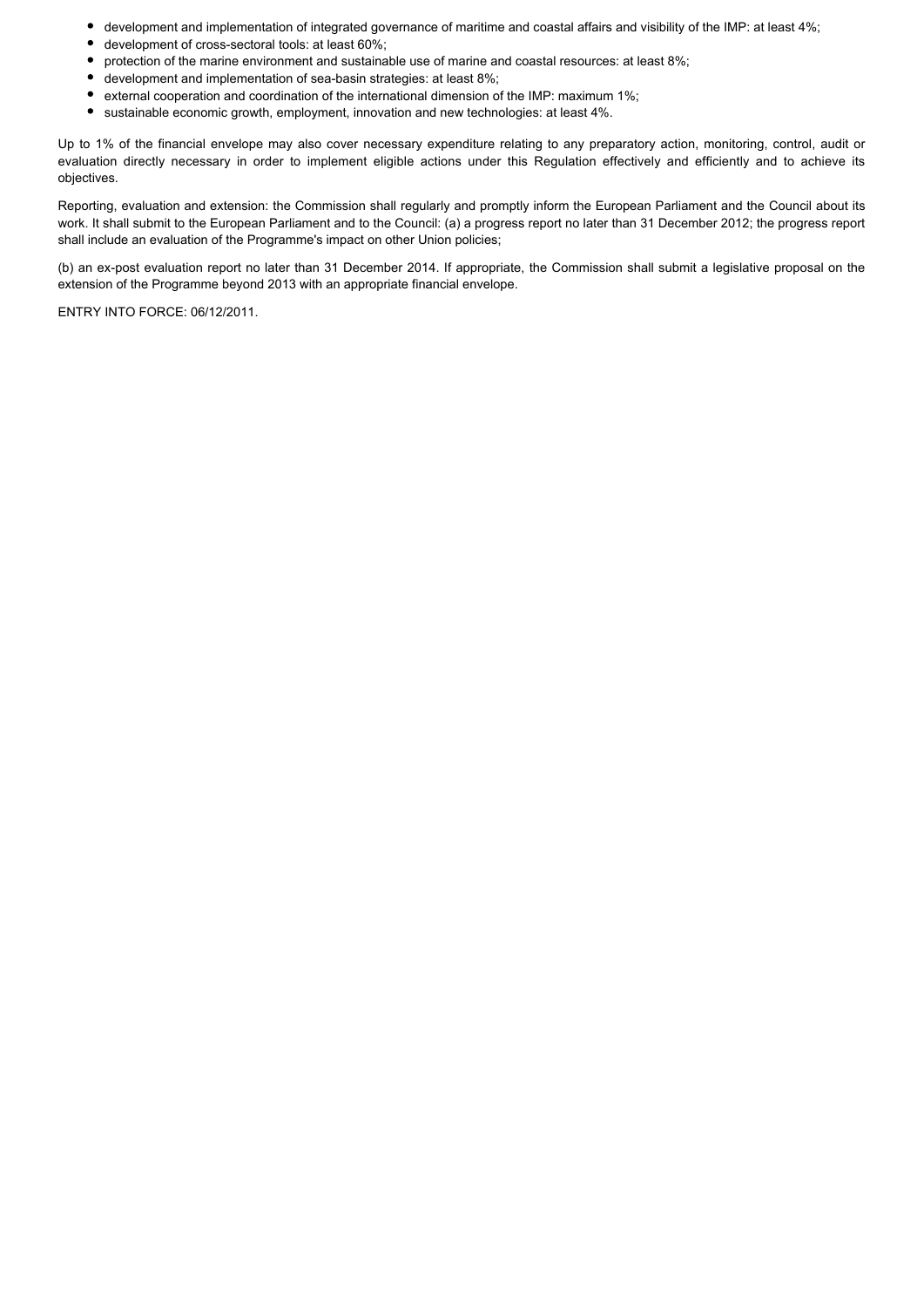- development and implementation of integrated governance of maritime and coastal affairs and visibility of the IMP: at least 4%;
- development of cross-sectoral tools: at least 60%;
- protection of the marine environment and sustainable use of marine and coastal resources: at least 8%;
- development and implementation of sea-basin strategies: at least 8%;
- external cooperation and coordination of the international dimension of the IMP: maximum 1%;
- sustainable economic growth, employment, innovation and new technologies: at least 4%.

Up to 1% of the financial envelope may also cover necessary expenditure relating to any preparatory action, monitoring, control, audit or evaluation directly necessary in order to implement eligible actions under this Regulation effectively and efficiently and to achieve its objectives.

Reporting, evaluation and extension: the Commission shall regularly and promptly inform the European Parliament and the Council about its work. It shall submit to the European Parliament and to the Council: (a) a progress report no later than 31 December 2012; the progress report shall include an evaluation of the Programme's impact on other Union policies;

(b) an ex-post evaluation report no later than 31 December 2014. If appropriate, the Commission shall submit a legislative proposal on the extension of the Programme beyond 2013 with an appropriate financial envelope.

ENTRY INTO FORCE: 06/12/2011.